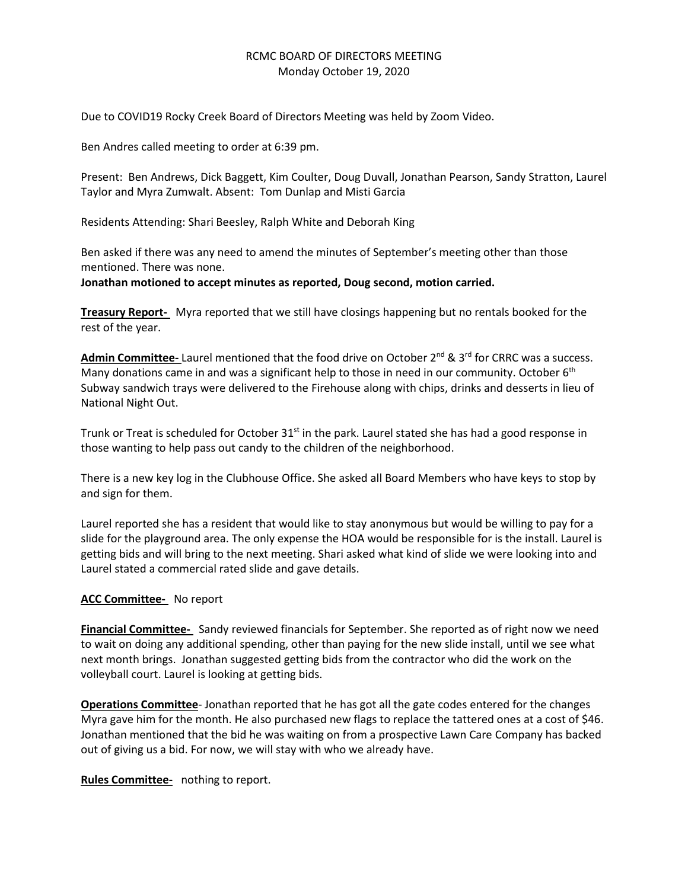# RCMC BOARD OF DIRECTORS MEETING
Monday October 19, 2020

Due to COVID19 Rocky Creek Board of Directors Meeting was held by Zoom Video.

Ben Andres called meeting to order at 6:39 pm.

Present: Ben Andrews, Dick Baggett, Kim Coulter, Doug Duvall, Jonathan Pearson, Sandy Stratton, Laurel Taylor and Myra Zumwalt. Absent: Tom Dunlap and Misti Garcia

Residents Attending: Shari Beesley, Ralph White and Deborah King

Ben asked if there was any need to amend the minutes of September's meeting other than those mentioned. There was none.

**Jonathan motioned to accept minutes as reported, Doug second, motion carried.**

**Treasury Report-** Myra reported that we still have closings happening but no rentals booked for the rest of the year.

**Admin Committee-** Laurel mentioned that the food drive on October 2nd & 3rd for CRRC was a success. Many donations came in and was a significant help to those in need in our community. October 6th Subway sandwich trays were delivered to the Firehouse along with chips, drinks and desserts in lieu of National Night Out.

Trunk or Treat is scheduled for October 31st in the park. Laurel stated she has had a good response in those wanting to help pass out candy to the children of the neighborhood.

There is a new key log in the Clubhouse Office. She asked all Board Members who have keys to stop by and sign for them.

Laurel reported she has a resident that would like to stay anonymous but would be willing to pay for a slide for the playground area. The only expense the HOA would be responsible for is the install. Laurel is getting bids and will bring to the next meeting. Shari asked what kind of slide we were looking into and Laurel stated a commercial rated slide and gave details.

**ACC Committee-** No report

**Financial Committee-** Sandy reviewed financials for September. She reported as of right now we need to wait on doing any additional spending, other than paying for the new slide install, until we see what next month brings. Jonathan suggested getting bids from the contractor who did the work on the volleyball court. Laurel is looking at getting bids.

**Operations Committee**- Jonathan reported that he has got all the gate codes entered for the changes Myra gave him for the month. He also purchased new flags to replace the tattered ones at a cost of $46. Jonathan mentioned that the bid he was waiting on from a prospective Lawn Care Company has backed out of giving us a bid. For now, we will stay with who we already have.

**Rules Committee-** nothing to report.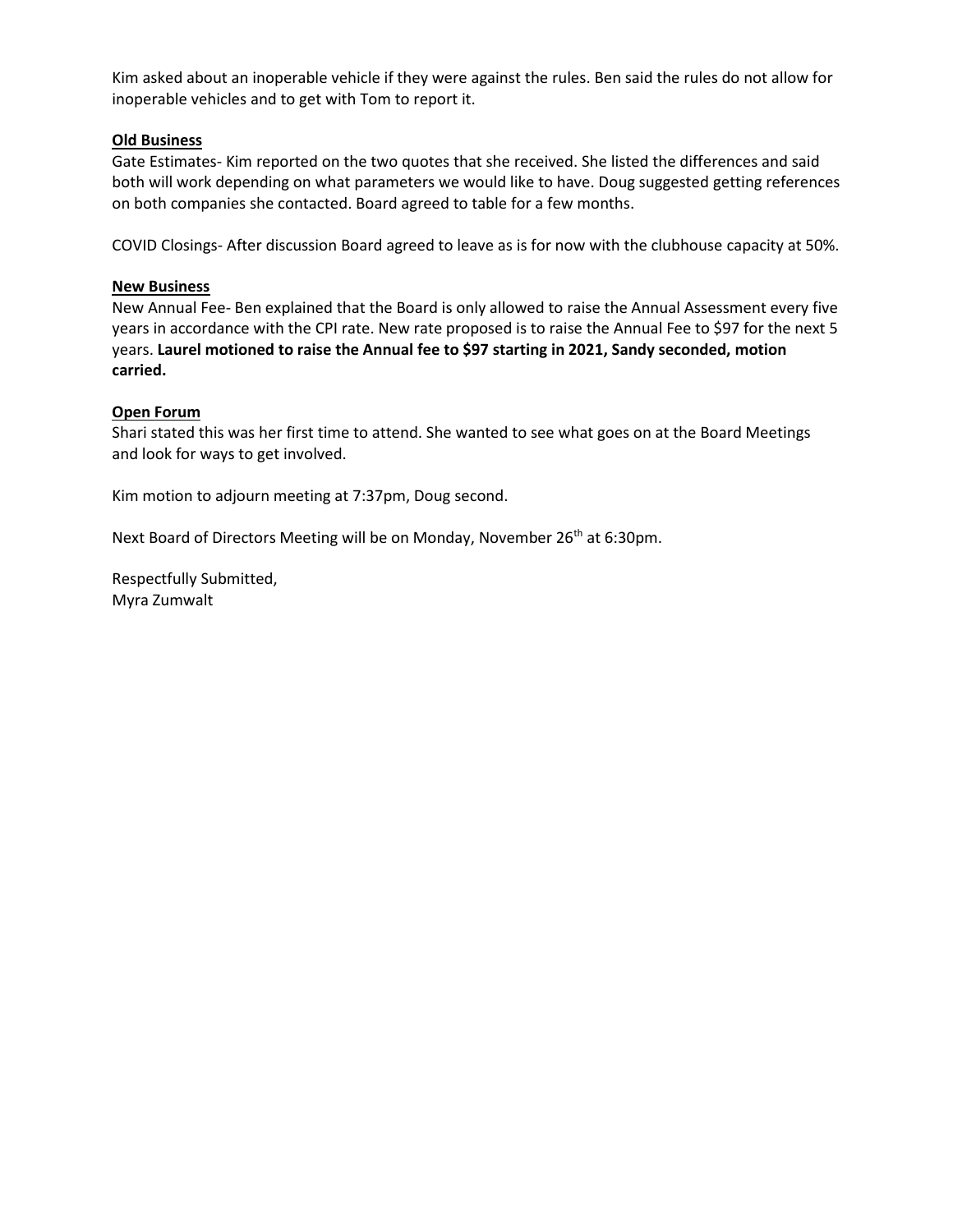Kim asked about an inoperable vehicle if they were against the rules. Ben said the rules do not allow for inoperable vehicles and to get with Tom to report it.

**Old Business**

Gate Estimates- Kim reported on the two quotes that she received. She listed the differences and said both will work depending on what parameters we would like to have. Doug suggested getting references on both companies she contacted. Board agreed to table for a few months.

COVID Closings- After discussion Board agreed to leave as is for now with the clubhouse capacity at 50%.

**New Business**

New Annual Fee- Ben explained that the Board is only allowed to raise the Annual Assessment every five years in accordance with the CPI rate. New rate proposed is to raise the Annual Fee to $97 for the next 5 years. **Laurel motioned to raise the Annual fee to $97 starting in 2021, Sandy seconded, motion carried.**

**Open Forum**

Shari stated this was her first time to attend. She wanted to see what goes on at the Board Meetings and look for ways to get involved.

Kim motion to adjourn meeting at 7:37pm, Doug second.

Next Board of Directors Meeting will be on Monday, November 26th at 6:30pm.

Respectfully Submitted,
Myra Zumwalt